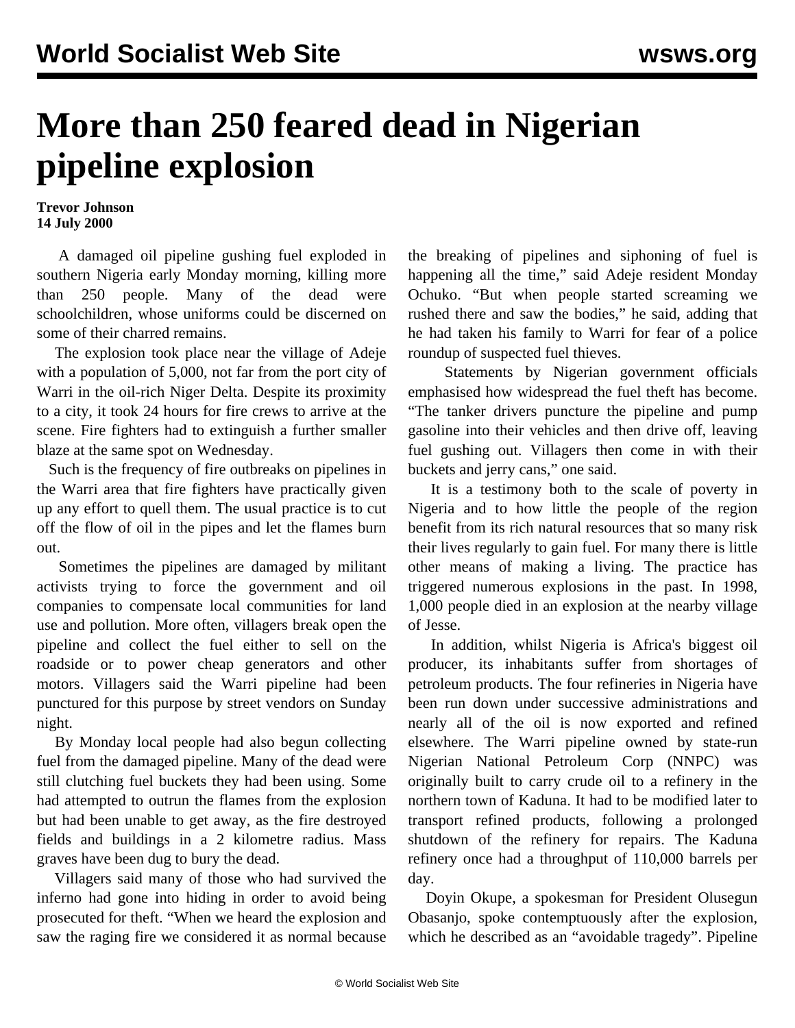# More than 250 feared dead in Nigerian pipeline explosion

**Trevor Johnson**
**14 July 2000**

A damaged oil pipeline gushing fuel exploded in southern Nigeria early Monday morning, killing more than 250 people. Many of the dead were schoolchildren, whose uniforms could be discerned on some of their charred remains.

The explosion took place near the village of Adeje with a population of 5,000, not far from the port city of Warri in the oil-rich Niger Delta. Despite its proximity to a city, it took 24 hours for fire crews to arrive at the scene. Fire fighters had to extinguish a further smaller blaze at the same spot on Wednesday.

Such is the frequency of fire outbreaks on pipelines in the Warri area that fire fighters have practically given up any effort to quell them. The usual practice is to cut off the flow of oil in the pipes and let the flames burn out.

Sometimes the pipelines are damaged by militant activists trying to force the government and oil companies to compensate local communities for land use and pollution. More often, villagers break open the pipeline and collect the fuel either to sell on the roadside or to power cheap generators and other motors. Villagers said the Warri pipeline had been punctured for this purpose by street vendors on Sunday night.

By Monday local people had also begun collecting fuel from the damaged pipeline. Many of the dead were still clutching fuel buckets they had been using. Some had attempted to outrun the flames from the explosion but had been unable to get away, as the fire destroyed fields and buildings in a 2 kilometre radius. Mass graves have been dug to bury the dead.

Villagers said many of those who had survived the inferno had gone into hiding in order to avoid being prosecuted for theft. "When we heard the explosion and saw the raging fire we considered it as normal because the breaking of pipelines and siphoning of fuel is happening all the time," said Adeje resident Monday Ochuko. "But when people started screaming we rushed there and saw the bodies," he said, adding that he had taken his family to Warri for fear of a police roundup of suspected fuel thieves.

Statements by Nigerian government officials emphasised how widespread the fuel theft has become. "The tanker drivers puncture the pipeline and pump gasoline into their vehicles and then drive off, leaving fuel gushing out. Villagers then come in with their buckets and jerry cans," one said.

It is a testimony both to the scale of poverty in Nigeria and to how little the people of the region benefit from its rich natural resources that so many risk their lives regularly to gain fuel. For many there is little other means of making a living. The practice has triggered numerous explosions in the past. In 1998, 1,000 people died in an explosion at the nearby village of Jesse.

In addition, whilst Nigeria is Africa's biggest oil producer, its inhabitants suffer from shortages of petroleum products. The four refineries in Nigeria have been run down under successive administrations and nearly all of the oil is now exported and refined elsewhere. The Warri pipeline owned by state-run Nigerian National Petroleum Corp (NNPC) was originally built to carry crude oil to a refinery in the northern town of Kaduna. It had to be modified later to transport refined products, following a prolonged shutdown of the refinery for repairs. The Kaduna refinery once had a throughput of 110,000 barrels per day.

Doyin Okupe, a spokesman for President Olusegun Obasanjo, spoke contemptuously after the explosion, which he described as an "avoidable tragedy". Pipeline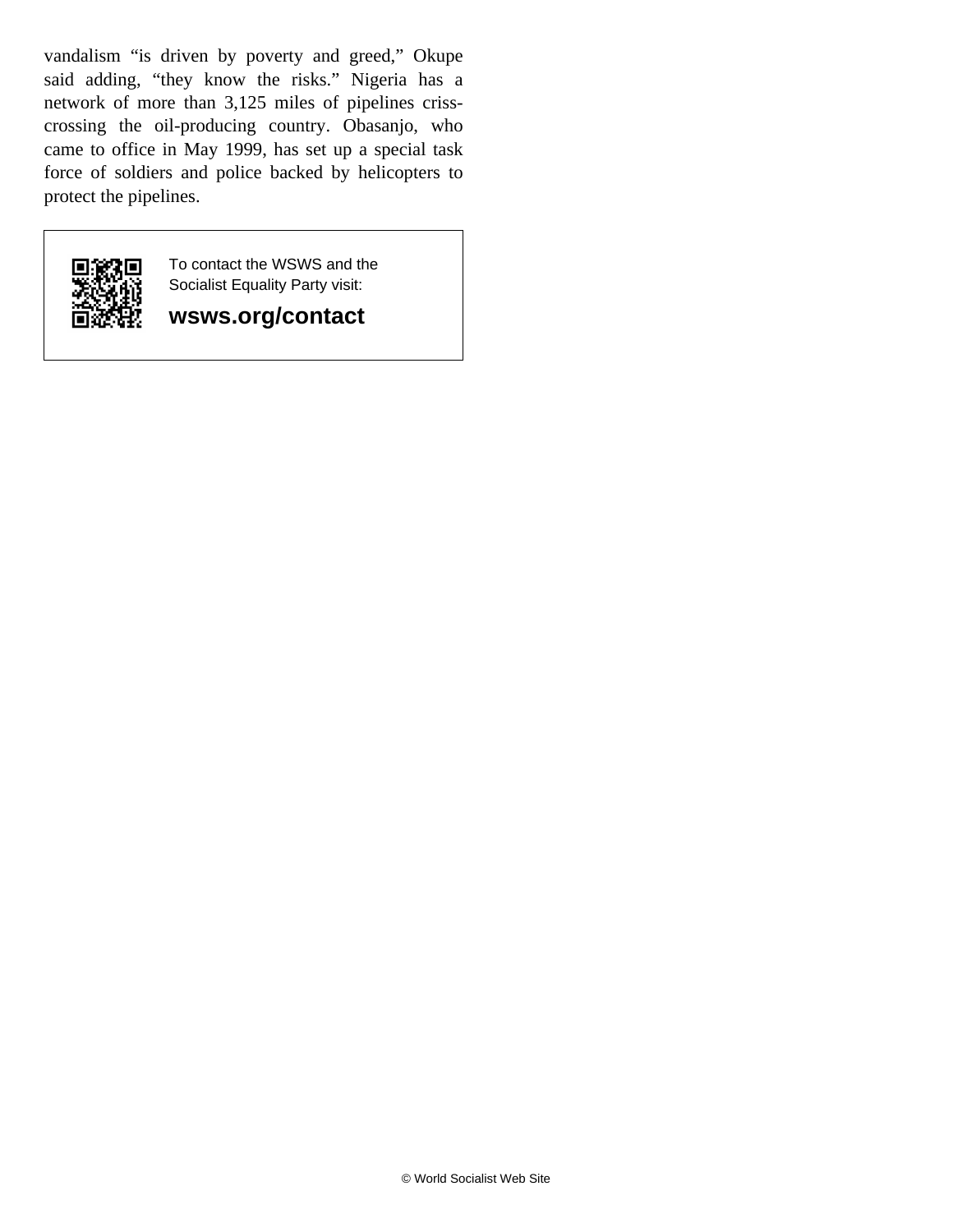vandalism "is driven by poverty and greed," Okupe said adding, "they know the risks." Nigeria has a network of more than 3,125 miles of pipelines criss-crossing the oil-producing country. Obasanjo, who came to office in May 1999, has set up a special task force of soldiers and police backed by helicopters to protect the pipelines.

To contact the WSWS and the Socialist Equality Party visit:

**wsws.org/contact**